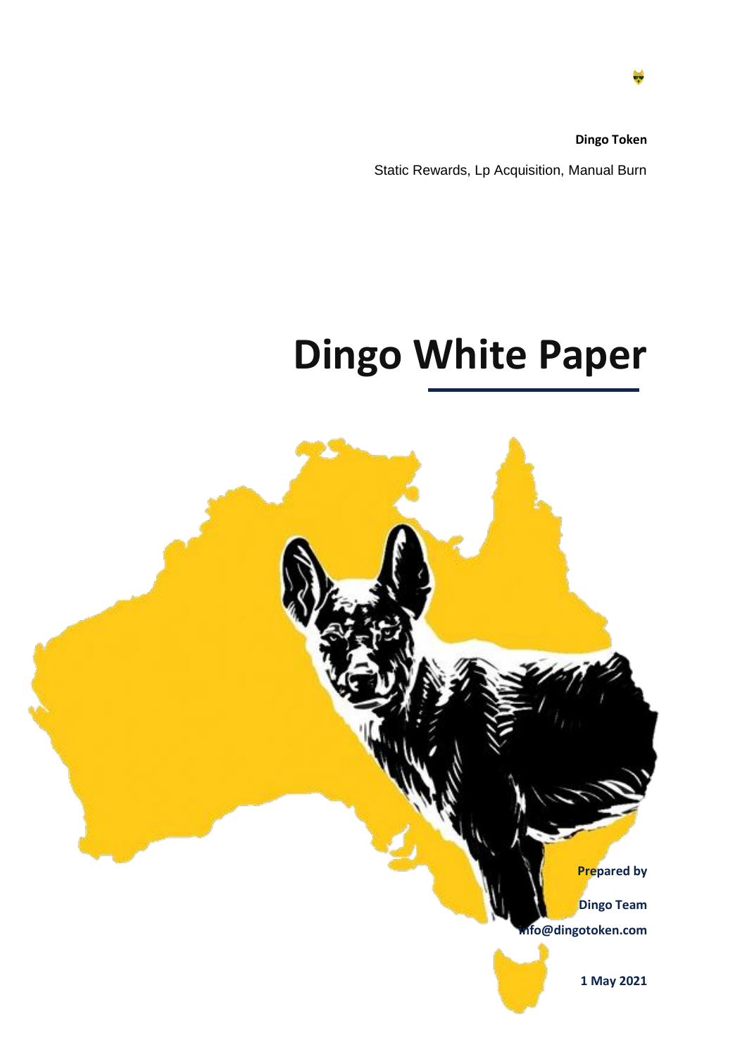**Dingo Token**

Static Rewards, Lp Acquisition, Manual Burn

# Dingo White Paper

**Prepared by**

**Dingo Team**

**info@dingotoken.com**

**1 May 2021**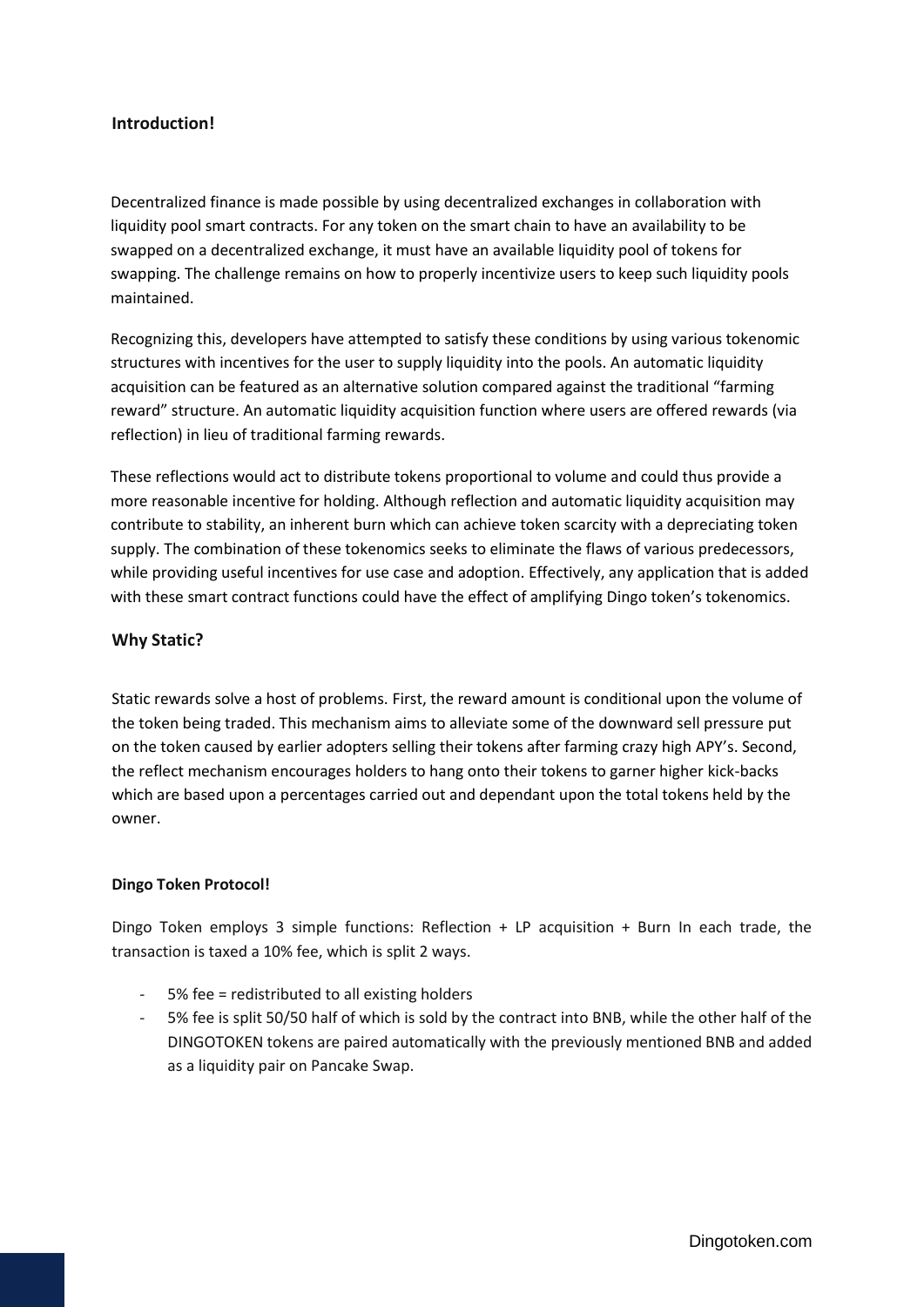## Introduction!

Decentralized finance is made possible by using decentralized exchanges in collaboration with liquidity pool smart contracts. For any token on the smart chain to have an availability to be swapped on a decentralized exchange, it must have an available liquidity pool of tokens for swapping. The challenge remains on how to properly incentivize users to keep such liquidity pools maintained.

Recognizing this, developers have attempted to satisfy these conditions by using various tokenomic structures with incentives for the user to supply liquidity into the pools. An automatic liquidity acquisition can be featured as an alternative solution compared against the traditional "farming reward" structure. An automatic liquidity acquisition function where users are offered rewards (via reflection) in lieu of traditional farming rewards.

These reflections would act to distribute tokens proportional to volume and could thus provide a more reasonable incentive for holding. Although reflection and automatic liquidity acquisition may contribute to stability, an inherent burn which can achieve token scarcity with a depreciating token supply. The combination of these tokenomics seeks to eliminate the flaws of various predecessors, while providing useful incentives for use case and adoption. Effectively, any application that is added with these smart contract functions could have the effect of amplifying Dingo token's tokenomics.

## Why Static?

Static rewards solve a host of problems. First, the reward amount is conditional upon the volume of the token being traded. This mechanism aims to alleviate some of the downward sell pressure put on the token caused by earlier adopters selling their tokens after farming crazy high APY's. Second, the reflect mechanism encourages holders to hang onto their tokens to garner higher kick-backs which are based upon a percentages carried out and dependant upon the total tokens held by the owner.

### Dingo Token Protocol!

Dingo Token employs 3 simple functions: Reflection + LP acquisition + Burn In each trade, the transaction is taxed a 10% fee, which is split 2 ways.

- 5% fee = redistributed to all existing holders
- 5% fee is split 50/50 half of which is sold by the contract into BNB, while the other half of the DINGOTOKEN tokens are paired automatically with the previously mentioned BNB and added as a liquidity pair on Pancake Swap.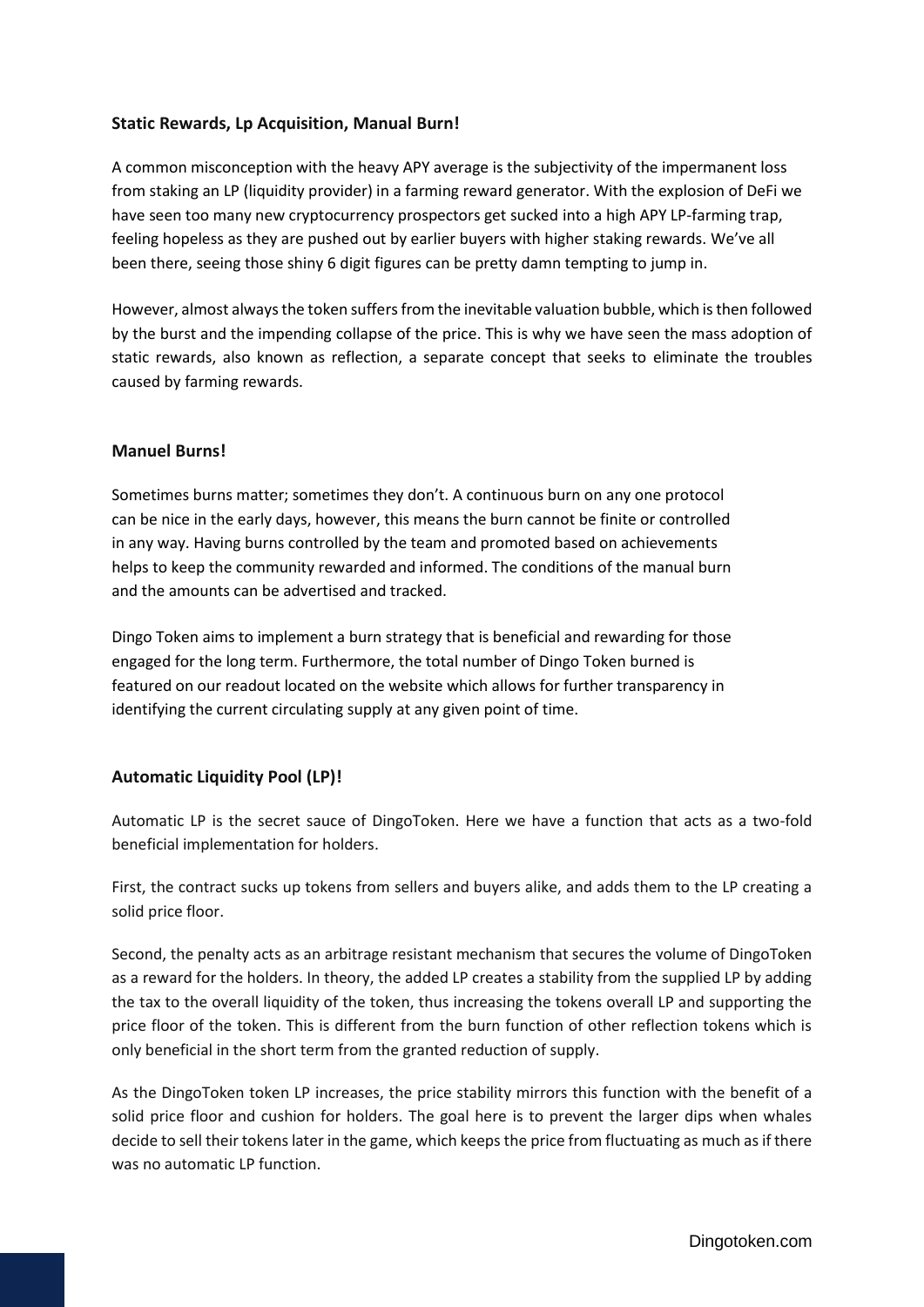**Static Rewards, Lp Acquisition, Manual Burn!**

A common misconception with the heavy APY average is the subjectivity of the impermanent loss from staking an LP (liquidity provider) in a farming reward generator. With the explosion of DeFi we have seen too many new cryptocurrency prospectors get sucked into a high APY LP-farming trap, feeling hopeless as they are pushed out by earlier buyers with higher staking rewards. We've all been there, seeing those shiny 6 digit figures can be pretty damn tempting to jump in.

However, almost always the token suffers from the inevitable valuation bubble, which is then followed by the burst and the impending collapse of the price. This is why we have seen the mass adoption of static rewards, also known as reflection, a separate concept that seeks to eliminate the troubles caused by farming rewards.

**Manuel Burns!**

Sometimes burns matter; sometimes they don't. A continuous burn on any one protocol can be nice in the early days, however, this means the burn cannot be finite or controlled in any way. Having burns controlled by the team and promoted based on achievements helps to keep the community rewarded and informed. The conditions of the manual burn and the amounts can be advertised and tracked.

Dingo Token aims to implement a burn strategy that is beneficial and rewarding for those engaged for the long term. Furthermore, the total number of Dingo Token burned is featured on our readout located on the website which allows for further transparency in identifying the current circulating supply at any given point of time.

**Automatic Liquidity Pool (LP)!**

Automatic LP is the secret sauce of DingoToken. Here we have a function that acts as a two-fold beneficial implementation for holders.

First, the contract sucks up tokens from sellers and buyers alike, and adds them to the LP creating a solid price floor.

Second, the penalty acts as an arbitrage resistant mechanism that secures the volume of DingoToken as a reward for the holders. In theory, the added LP creates a stability from the supplied LP by adding the tax to the overall liquidity of the token, thus increasing the tokens overall LP and supporting the price floor of the token. This is different from the burn function of other reflection tokens which is only beneficial in the short term from the granted reduction of supply.

As the DingoToken token LP increases, the price stability mirrors this function with the benefit of a solid price floor and cushion for holders. The goal here is to prevent the larger dips when whales decide to sell their tokens later in the game, which keeps the price from fluctuating as much as if there was no automatic LP function.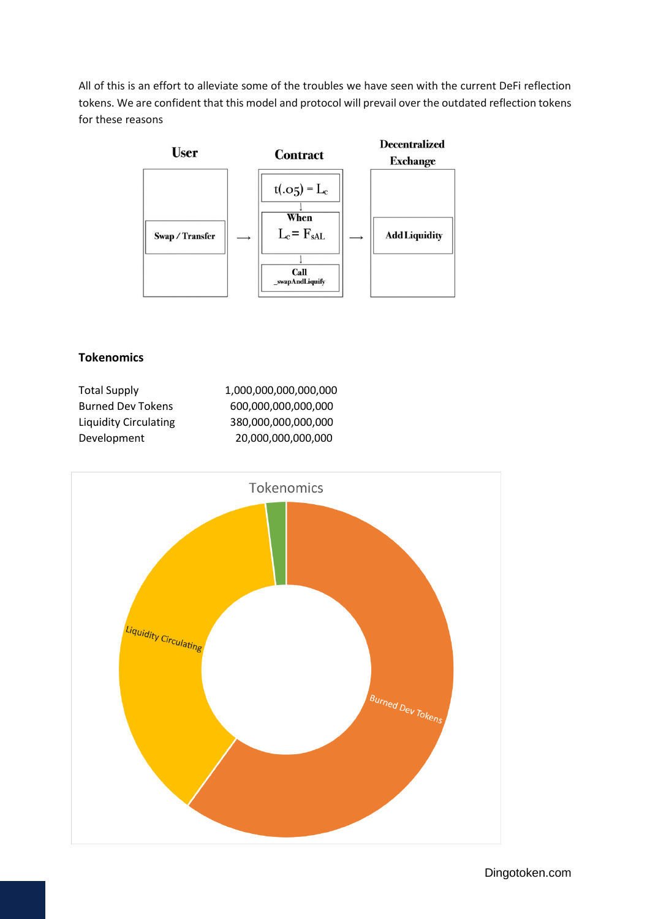All of this is an effort to alleviate some of the troubles we have seen with the current DeFi reflection tokens. We are confident that this model and protocol will prevail over the outdated reflection tokens for these reasons

User

Swap / Transfer

Contract

$t(.05) = L_c$

When

$L_c = F_{sAL}$

Call

_swapAndLiquify

Decentralized Exchange

Add Liquidity

## Tokenomics

| | |
|---|---|
| Total Supply | 1,000,000,000,000,000 |
| Burned Dev Tokens | 600,000,000,000,000 |
| Liquidity Circulating | 380,000,000,000,000 |
| Development | 20,000,000,000,000 |

Tokenomics

Liquidity Circulating

Burned Dev Tokens

Dingotoken.com